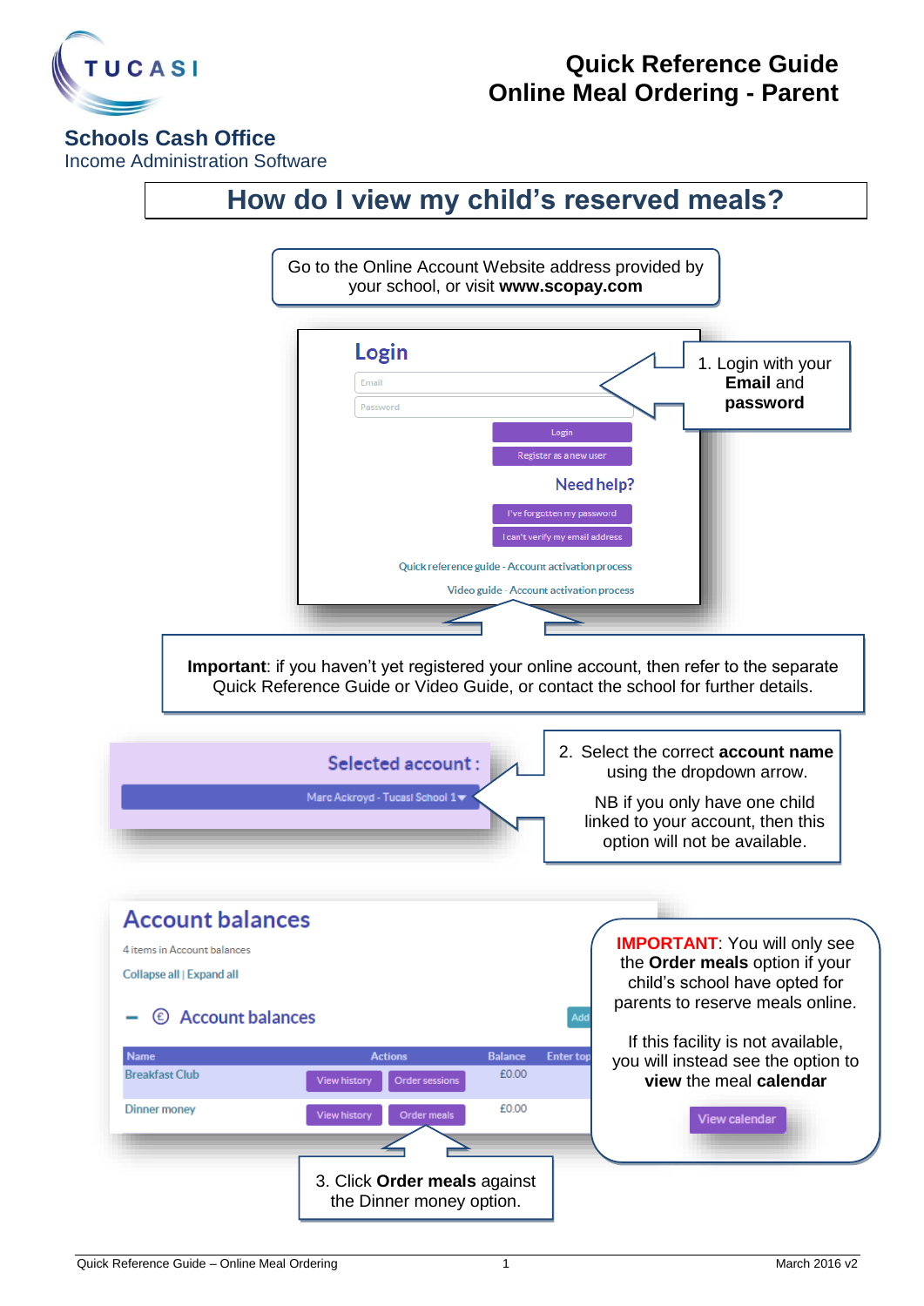TUCASI

**Schools Cash Office**
Income Administration Software

# Quick Reference Guide
# Online Meal Ordering - Parent

## How do I view my child's reserved meals?

Go to the Online Account Website address provided by your school, or visit **www.scopay.com**

**Login**

Email

Password

Login

Register as a new user

Need help?

I've forgotten my password

I can't verify my email address

Quick reference guide - Account activation process

Video guide - Account activation process

1. Login with your **Email** and **password**

**Important**: if you haven't yet registered your online account, then refer to the separate Quick Reference Guide or Video Guide, or contact the school for further details.

Selected account :

Marc Ackroyd - Tucasi School 1

2. Select the correct **account name** using the dropdown arrow.

NB if you only have one child linked to your account, then this option will not be available.

**Account balances**

4 items in Account balances

Collapse all | Expand all

Account balances

| Name | Actions | | Balance | Enter top |
|---|---|---|---|---|
| Breakfast Club | View history | Order sessions | £0.00 | |
| Dinner money | View history | Order meals | £0.00 | |

3. Click **Order meals** against the Dinner money option.

**IMPORTANT**: You will only see the **Order meals** option if your child's school have opted for parents to reserve meals online.

If this facility is not available, you will instead see the option to **view** the meal **calendar**

View calendar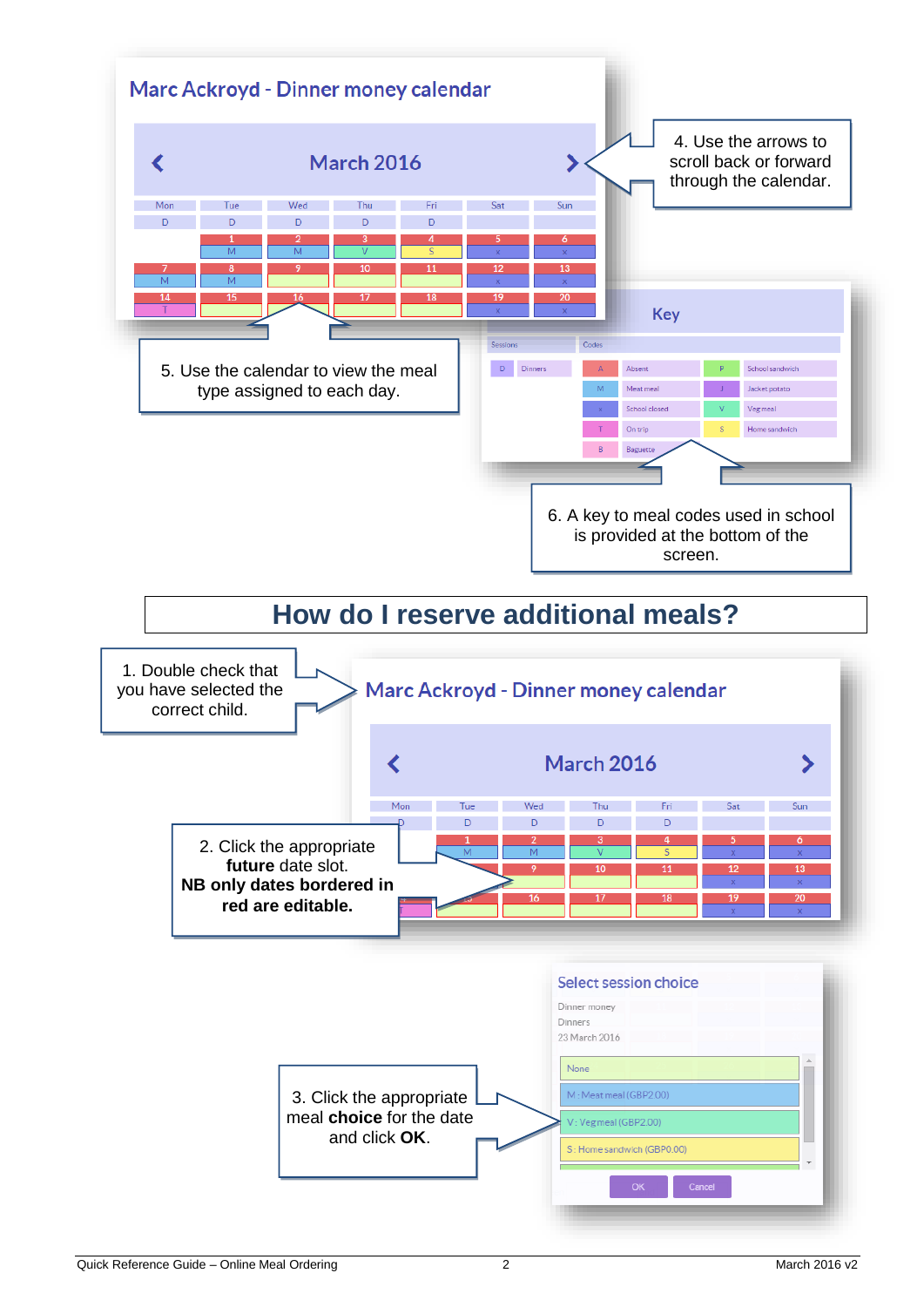Marc Ackroyd - Dinner money calendar

March 2016

| Mon | Tue | Wed | Thu | Fri | Sat | Sun |
|---|---|---|---|---|---|---|
| D | D | D | D | D | | |
| | 1 M | 2 M | 3 V | 4 S | 5 x | 6 x |
| 7 M | 8 M | 9 | 10 | 11 | 12 x | 13 x |
| 14 T | 15 | 16 | 17 | 18 | 19 x | 20 x |

4. Use the arrows to scroll back or forward through the calendar.

5. Use the calendar to view the meal type assigned to each day.

Key

| Sessions | | Codes | | | |
|---|---|---|---|---|---|
| D | Dinners | A | Absent | P | School sandwich |
| | | M | Meat meal | J | Jacket potato |
| | | x | School closed | V | Veg meal |
| | | T | On trip | S | Home sandwich |
| | | B | Baguette | | |

6. A key to meal codes used in school is provided at the bottom of the screen.

# How do I reserve additional meals?

1. Double check that you have selected the correct child.

Marc Ackroyd - Dinner money calendar

March 2016

| Mon | Tue | Wed | Thu | Fri | Sat | Sun |
|---|---|---|---|---|---|---|
| D | D | D | D | D | | |
| | 1 M | 2 M | 3 V | 4 S | 5 x | 6 x |
| | | 9 | 10 | 11 | 12 x | 13 x |
| T | 15 | 16 | 17 | 18 | 19 x | 20 x |

2. Click the appropriate **future** date slot.
**NB only dates bordered in red are editable.**

Select session choice

Dinner money
Dinners
23 March 2016

- None
- M : Meat meal (GBP2.00)
- V : Veg meal (GBP2.00)
- S : Home sandwich (GBP0.00)

OK | Cancel

3. Click the appropriate meal **choice** for the date and click **OK**.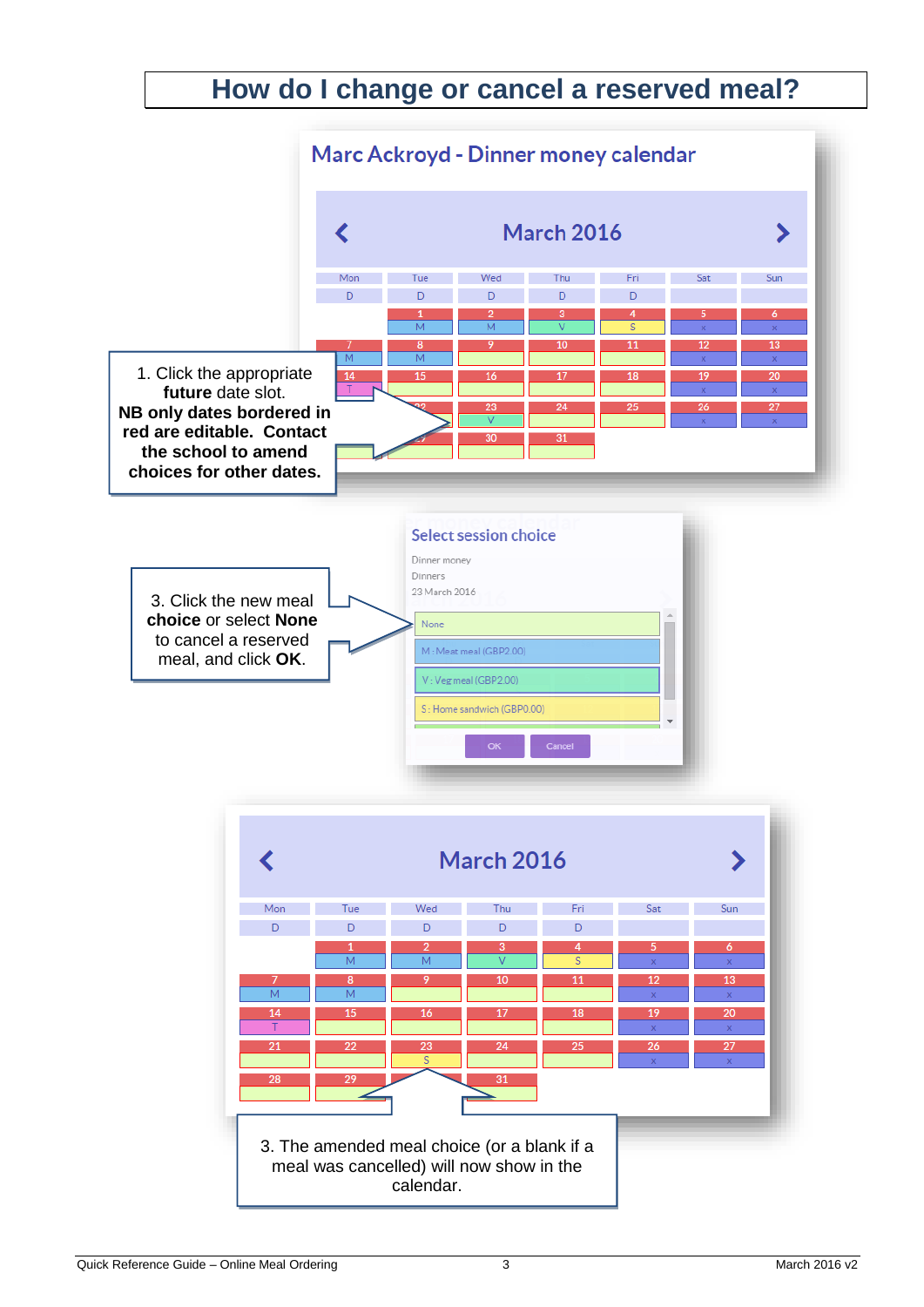# How do I change or cancel a reserved meal?

Marc Ackroyd - Dinner money calendar

March 2016

| Mon | Tue | Wed | Thu | Fri | Sat | Sun |
|---|---|---|---|---|---|---|
| D | D | D | D | D | | |
| | 1 M | 2 M | 3 V | 4 S | 5 x | 6 x |
| 7 M | 8 M | 9 | 10 | 11 | 12 x | 13 x |
| 14 T | 15 | 16 | 17 | 18 | 19 x | 20 x |
| 21 | 22 | 23 V | 24 | 25 | 26 x | 27 x |
| 28 | 29 | 30 | 31 | | | |

1. Click the appropriate **future** date slot.
**NB only dates bordered in red are editable. Contact the school to amend choices for other dates.**

Select session choice

Dinner money
Dinners
23 March 2016

None
M : Meat meal (GBP2.00)
V : Veg meal (GBP2.00)
S : Home sandwich (GBP0.00)

OK Cancel

3. Click the new meal **choice** or select **None** to cancel a reserved meal, and click **OK**.

March 2016

| Mon | Tue | Wed | Thu | Fri | Sat | Sun |
|---|---|---|---|---|---|---|
| D | D | D | D | D | | |
| | 1 M | 2 M | 3 V | 4 S | 5 x | 6 x |
| 7 M | 8 M | 9 | 10 | 11 | 12 x | 13 x |
| 14 T | 15 | 16 | 17 | 18 | 19 x | 20 x |
| 21 | 22 | 23 S | 24 | 25 | 26 x | 27 x |
| 28 | 29 | | 31 | | | |

3. The amended meal choice (or a blank if a meal was cancelled) will now show in the calendar.